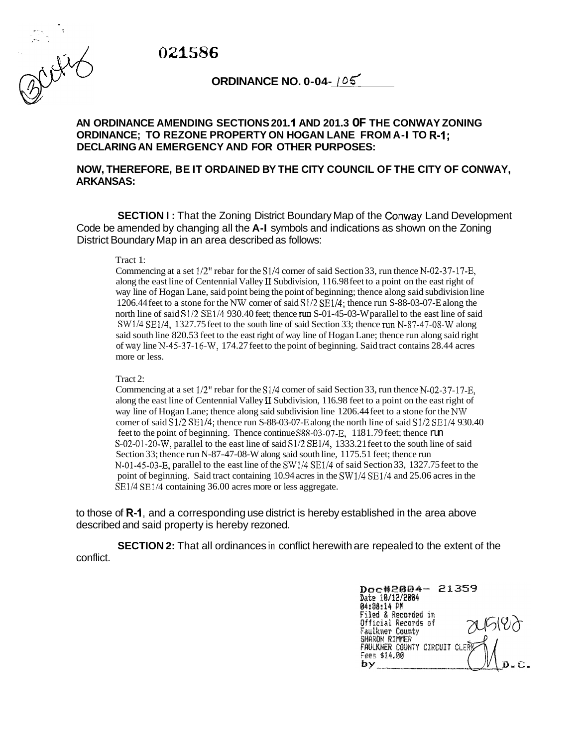021586

# ORDINANCE NO. 0-04-105

**AN ORDINANCE AMENDING SECTIONS 201.1 AND 201.3 OF THE CONWAY ZONING ORDINANCE; TO REZONE PROPERTY ON HOGAN LANE FROM A-I TO R-1; DECLARING AN EMERGENCY AND FOR OTHER PURPOSES:**

**NOW, THEREFORE, BE IT ORDAINED BY THE CITY COUNCIL OF THE CITY OF CONWAY, ARKANSAS:**

**SECTION I :** That the Zoning District Boundary Map of the Conway Land Development Code be amended by changing all the **A-I** symbols and indications as shown on the Zoning District Boundary Map in an area described as follows:

Tract 1:

Commencing at a set 1/2" rebar for the S1/4 corner of said Section 33, run thence N-02-37-17-E, along the east line of Centennial Valley II Subdivision, 116.98 feet to a point on the east right of way line of Hogan Lane, said point being the point of beginning; thence along said subdivision line 1206.44 feet to a stone for the NW corner of said S1/2 SE1/4; thence run S-88-03-07-E along the north line of said S1/2 SE1/4 930.40 feet; thence run S-01-45-03-W parallel to the east line of said SW1/4 SE1/4, 1327.75 feet to the south line of said Section 33; thence run N-87-47-08-W along said south line 820.53 feet to the east right of way line of Hogan Lane; thence run along said right of way line N-45-37-16-W, 174.27 feet to the point of beginning. Said tract contains 28.44 acres more or less.

Tract 2:

Commencing at a set 1/2" rebar for the S1/4 comer of said Section 33, run thence N-02-37-17-E, along the east line of Centennial Valley II Subdivision, 116.98 feet to a point on the east right of way line of Hogan Lane; thence along said subdivision line 1206.44 feet to a stone for the NW comer of said S1/2 SE1/4; thence run S-88-03-07-E along the north line of said S1/2 SE1/4 930.40 feet to the point of beginning. Thence continue S88-03-07-E, 1181.79 feet; thence run S-02-01-20-W, parallel to the east line of said S1/2 SE1/4, 1333.21 feet to the south line of said Section 33; thence run N-87-47-08-W along said south line, 1175.51 feet; thence run N-01-45-03-E, parallel to the east line of the SW1/4 SE1/4 of said Section 33, 1327.75 feet to the point of beginning. Said tract containing 10.94 acres in the SW1/4 SE1/4 and 25.06 acres in the SE1/4 SE1/4 containing 36.00 acres more or less aggregate.

to those of **R-1**, and a corresponding use district is hereby established in the area above described and said property is hereby rezoned.

**SECTION 2:** That all ordinances in conflict herewith are repealed to the extent of the conflict.

Doc#2004- 21359
Date 10/12/2004
04:08:14 PM
Filed & Recorded in
Official Records of
Faulkner County
SHARON RIMMER
FAULKNER COUNTY CIRCUIT CLERK
Fees $14.00
by ______ D.C.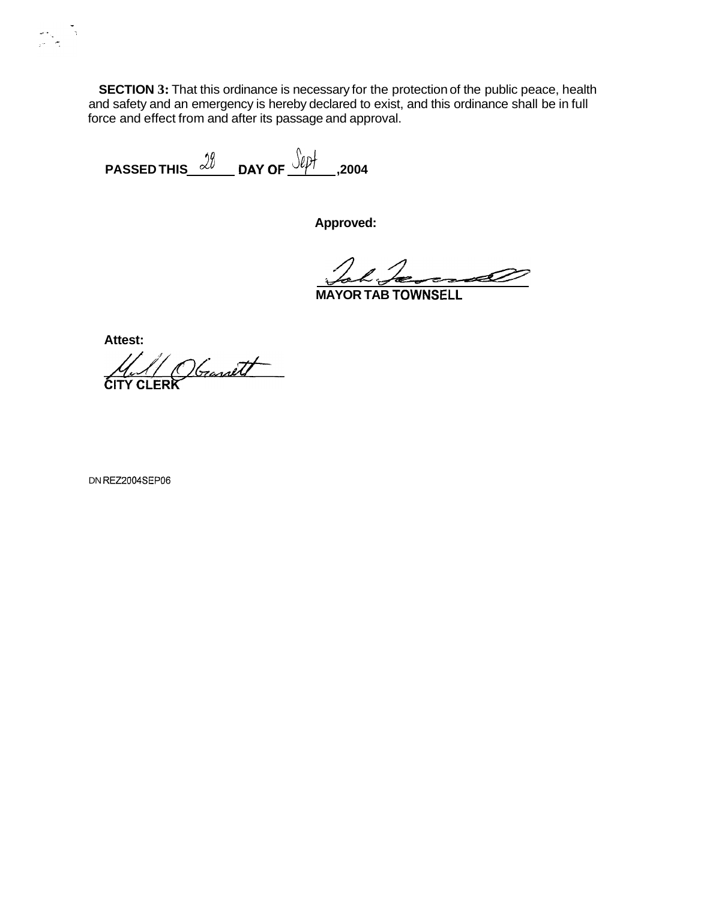**SECTION 3:** That this ordinance is necessary for the protection of the public peace, health and safety and an emergency is hereby declared to exist, and this ordinance shall be in full force and effect from and after its passage and approval.

**PASSED THIS** 28 **DAY OF** Sept **,2004**

**Approved:**

**MAYOR TAB TOWNSELL**

**Attest:**

**CITY CLERK**

DN REZ2004SEP06